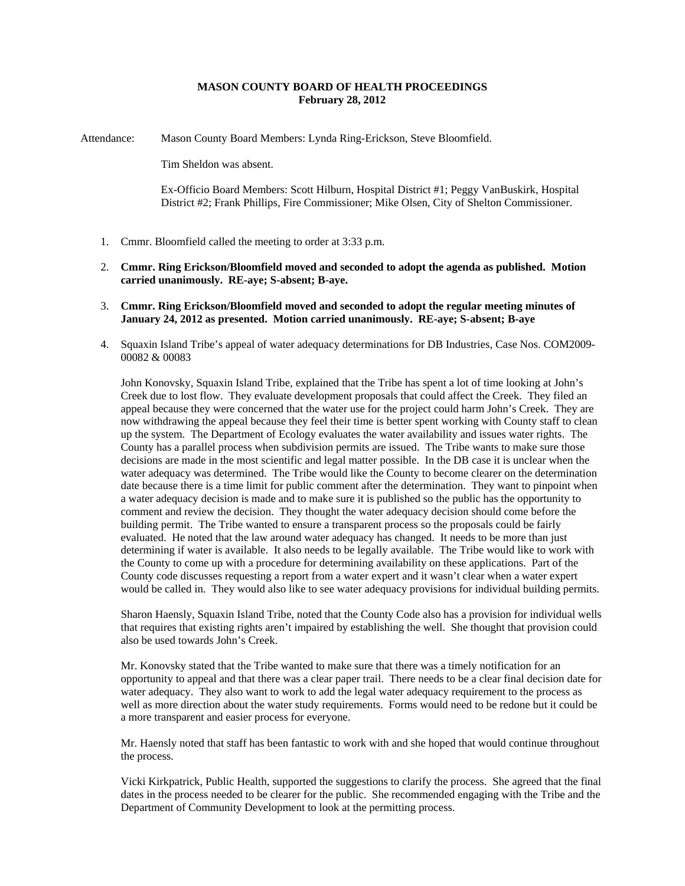**MASON COUNTY BOARD OF HEALTH PROCEEDINGS**
**February 28, 2012**

Attendance: Mason County Board Members: Lynda Ring-Erickson, Steve Bloomfield.

Tim Sheldon was absent.

Ex-Officio Board Members: Scott Hilburn, Hospital District #1; Peggy VanBuskirk, Hospital District #2; Frank Phillips, Fire Commissioner; Mike Olsen, City of Shelton Commissioner.

1. Cmmr. Bloomfield called the meeting to order at 3:33 p.m.

2. **Cmmr. Ring Erickson/Bloomfield moved and seconded to adopt the agenda as published. Motion carried unanimously. RE-aye; S-absent; B-aye.**

3. **Cmmr. Ring Erickson/Bloomfield moved and seconded to adopt the regular meeting minutes of January 24, 2012 as presented. Motion carried unanimously. RE-aye; S-absent; B-aye**

4. Squaxin Island Tribe's appeal of water adequacy determinations for DB Industries, Case Nos. COM2009-00082 & 00083

   John Konovsky, Squaxin Island Tribe, explained that the Tribe has spent a lot of time looking at John's Creek due to lost flow. They evaluate development proposals that could affect the Creek. They filed an appeal because they were concerned that the water use for the project could harm John's Creek. They are now withdrawing the appeal because they feel their time is better spent working with County staff to clean up the system. The Department of Ecology evaluates the water availability and issues water rights. The County has a parallel process when subdivision permits are issued. The Tribe wants to make sure those decisions are made in the most scientific and legal matter possible. In the DB case it is unclear when the water adequacy was determined. The Tribe would like the County to become clearer on the determination date because there is a time limit for public comment after the determination. They want to pinpoint when a water adequacy decision is made and to make sure it is published so the public has the opportunity to comment and review the decision. They thought the water adequacy decision should come before the building permit. The Tribe wanted to ensure a transparent process so the proposals could be fairly evaluated. He noted that the law around water adequacy has changed. It needs to be more than just determining if water is available. It also needs to be legally available. The Tribe would like to work with the County to come up with a procedure for determining availability on these applications. Part of the County code discusses requesting a report from a water expert and it wasn't clear when a water expert would be called in. They would also like to see water adequacy provisions for individual building permits.

   Sharon Haensly, Squaxin Island Tribe, noted that the County Code also has a provision for individual wells that requires that existing rights aren't impaired by establishing the well. She thought that provision could also be used towards John's Creek.

   Mr. Konovsky stated that the Tribe wanted to make sure that there was a timely notification for an opportunity to appeal and that there was a clear paper trail. There needs to be a clear final decision date for water adequacy. They also want to work to add the legal water adequacy requirement to the process as well as more direction about the water study requirements. Forms would need to be redone but it could be a more transparent and easier process for everyone.

   Mr. Haensly noted that staff has been fantastic to work with and she hoped that would continue throughout the process.

   Vicki Kirkpatrick, Public Health, supported the suggestions to clarify the process. She agreed that the final dates in the process needed to be clearer for the public. She recommended engaging with the Tribe and the Department of Community Development to look at the permitting process.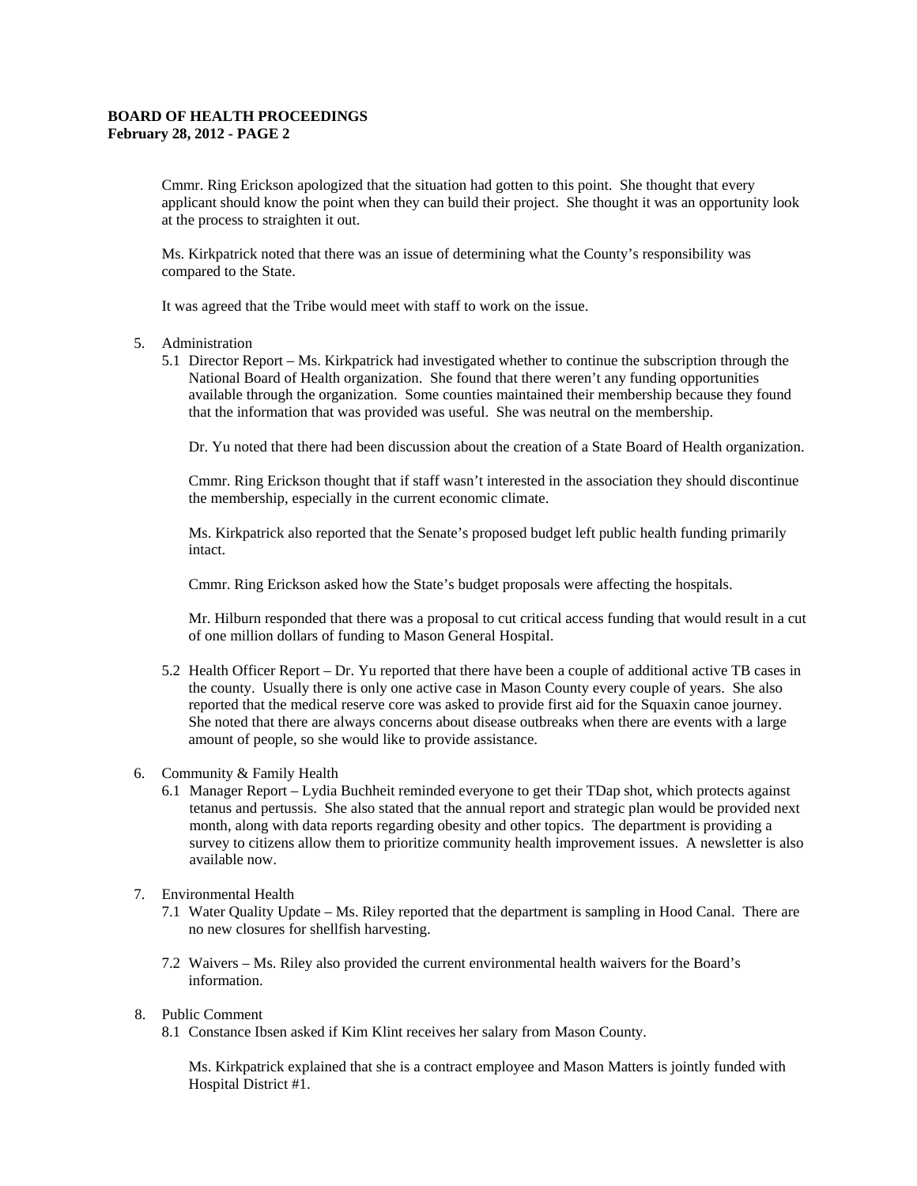Cmmr. Ring Erickson apologized that the situation had gotten to this point. She thought that every applicant should know the point when they can build their project. She thought it was an opportunity look at the process to straighten it out.

Ms. Kirkpatrick noted that there was an issue of determining what the County's responsibility was compared to the State.

It was agreed that the Tribe would meet with staff to work on the issue.

5. Administration
   5.1 Director Report – Ms. Kirkpatrick had investigated whether to continue the subscription through the National Board of Health organization. She found that there weren't any funding opportunities available through the organization. Some counties maintained their membership because they found that the information that was provided was useful. She was neutral on the membership.

   Dr. Yu noted that there had been discussion about the creation of a State Board of Health organization.

   Cmmr. Ring Erickson thought that if staff wasn't interested in the association they should discontinue the membership, especially in the current economic climate.

   Ms. Kirkpatrick also reported that the Senate's proposed budget left public health funding primarily intact.

   Cmmr. Ring Erickson asked how the State's budget proposals were affecting the hospitals.

   Mr. Hilburn responded that there was a proposal to cut critical access funding that would result in a cut of one million dollars of funding to Mason General Hospital.

   5.2 Health Officer Report – Dr. Yu reported that there have been a couple of additional active TB cases in the county. Usually there is only one active case in Mason County every couple of years. She also reported that the medical reserve core was asked to provide first aid for the Squaxin canoe journey. She noted that there are always concerns about disease outbreaks when there are events with a large amount of people, so she would like to provide assistance.

6. Community & Family Health
   6.1 Manager Report – Lydia Buchheit reminded everyone to get their TDap shot, which protects against tetanus and pertussis. She also stated that the annual report and strategic plan would be provided next month, along with data reports regarding obesity and other topics. The department is providing a survey to citizens allow them to prioritize community health improvement issues. A newsletter is also available now.

7. Environmental Health
   7.1 Water Quality Update – Ms. Riley reported that the department is sampling in Hood Canal. There are no new closures for shellfish harvesting.

   7.2 Waivers – Ms. Riley also provided the current environmental health waivers for the Board's information.

8. Public Comment
   8.1 Constance Ibsen asked if Kim Klint receives her salary from Mason County.

   Ms. Kirkpatrick explained that she is a contract employee and Mason Matters is jointly funded with Hospital District #1.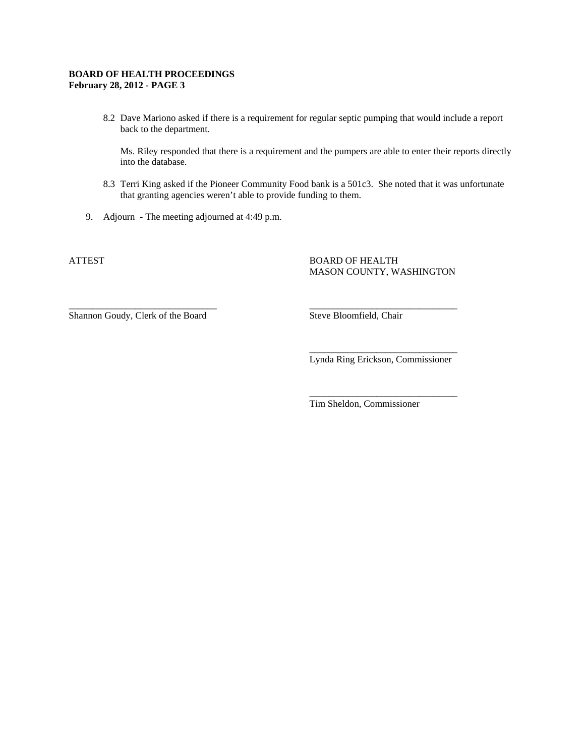8.2 Dave Mariono asked if there is a requirement for regular septic pumping that would include a report back to the department.

Ms. Riley responded that there is a requirement and the pumpers are able to enter their reports directly into the database.

8.3 Terri King asked if the Pioneer Community Food bank is a 501c3. She noted that it was unfortunate that granting agencies weren't able to provide funding to them.

9. Adjourn - The meeting adjourned at 4:49 p.m.

ATTEST

BOARD OF HEALTH
MASON COUNTY, WASHINGTON

_______________________________
Shannon Goudy, Clerk of the Board

_______________________________
Steve Bloomfield, Chair

_______________________________
Lynda Ring Erickson, Commissioner

_______________________________
Tim Sheldon, Commissioner